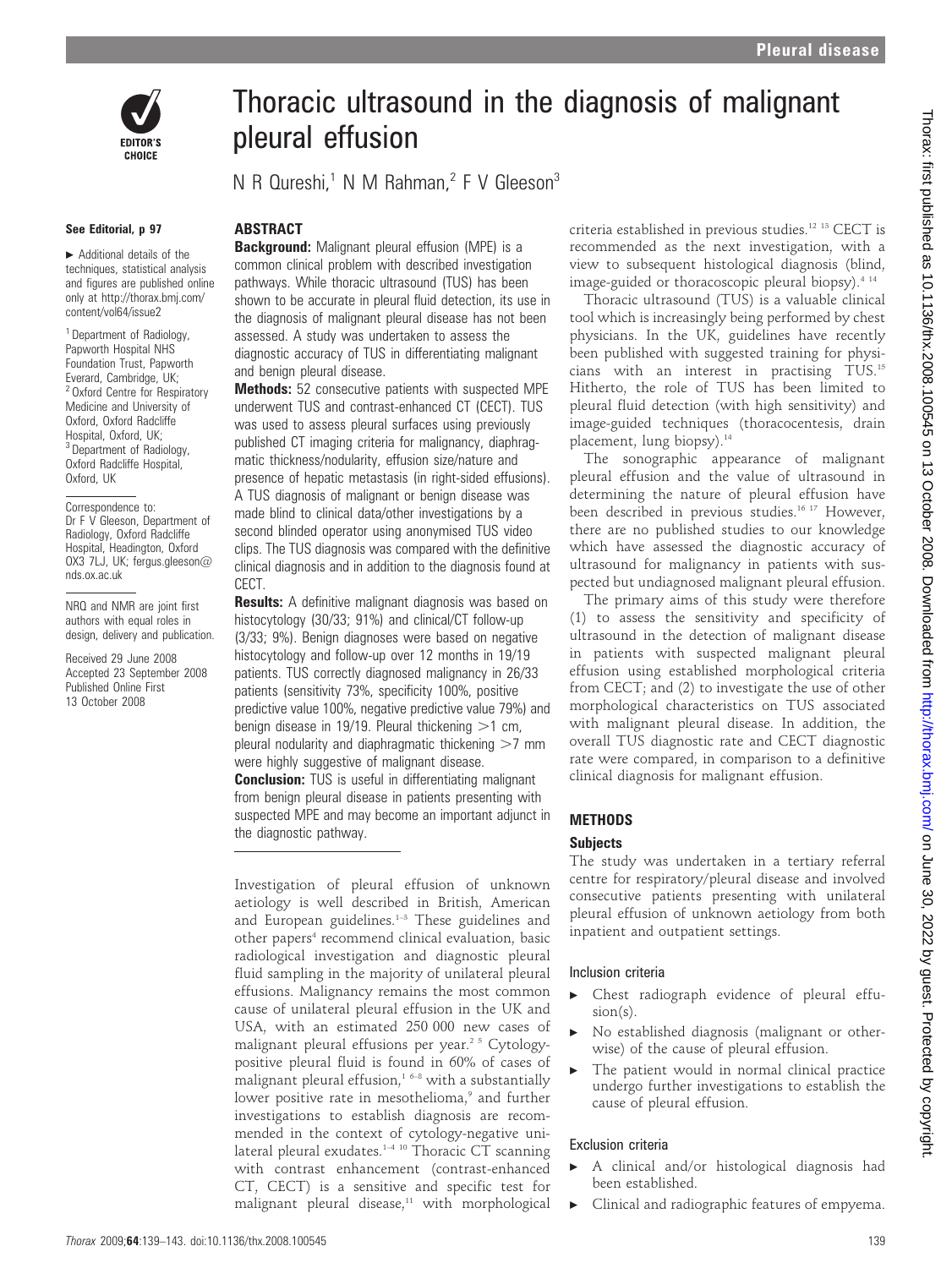# Thoracic ultrasound in the diagnosis of malignant pleural effusion

N R Qureshi,[1] N M Rahman,[2] F V Gleeson[3]

**See Editorial, p 97**

► Additional details of the techniques, statistical analysis and figures are published online only at http://thorax.bmj.com/content/vol64/issue2

[1] Department of Radiology, Papworth Hospital NHS Foundation Trust, Papworth Everard, Cambridge, UK; [2] Oxford Centre for Respiratory Medicine and University of Oxford, Oxford Radcliffe Hospital, Oxford, UK; [3] Department of Radiology, Oxford Radcliffe Hospital, Oxford, UK

Correspondence to: Dr F V Gleeson, Department of Radiology, Oxford Radcliffe Hospital, Headington, Oxford OX3 7LJ, UK; fergus.gleeson@nds.ox.ac.uk

NRQ and NMR are joint first authors with equal roles in design, delivery and publication.

Received 29 June 2008
Accepted 23 September 2008
Published Online First 13 October 2008

## ABSTRACT

**Background:** Malignant pleural effusion (MPE) is a common clinical problem with described investigation pathways. While thoracic ultrasound (TUS) has been shown to be accurate in pleural fluid detection, its use in the diagnosis of malignant pleural disease has not been assessed. A study was undertaken to assess the diagnostic accuracy of TUS in differentiating malignant and benign pleural disease.

**Methods:** 52 consecutive patients with suspected MPE underwent TUS and contrast-enhanced CT (CECT). TUS was used to assess pleural surfaces using previously published CT imaging criteria for malignancy, diaphragmatic thickness/nodularity, effusion size/nature and presence of hepatic metastasis (in right-sided effusions). A TUS diagnosis of malignant or benign disease was made blind to clinical data/other investigations by a second blinded operator using anonymised TUS video clips. The TUS diagnosis was compared with the definitive clinical diagnosis and in addition to the diagnosis found at CECT.

**Results:** A definitive malignant diagnosis was based on histocytology (30/33; 91%) and clinical/CT follow-up (3/33; 9%). Benign diagnoses were based on negative histocytology and follow-up over 12 months in 19/19 patients. TUS correctly diagnosed malignancy in 26/33 patients (sensitivity 73%, specificity 100%, positive predictive value 100%, negative predictive value 79%) and benign disease in 19/19. Pleural thickening >1 cm, pleural nodularity and diaphragmatic thickening >7 mm were highly suggestive of malignant disease.

**Conclusion:** TUS is useful in differentiating malignant from benign pleural disease in patients presenting with suspected MPE and may become an important adjunct in the diagnostic pathway.

Investigation of pleural effusion of unknown aetiology is well described in British, American and European guidelines.[1–3] These guidelines and other papers[4] recommend clinical evaluation, basic radiological investigation and diagnostic pleural fluid sampling in the majority of unilateral pleural effusions. Malignancy remains the most common cause of unilateral pleural effusion in the UK and USA, with an estimated 250 000 new cases of malignant pleural effusions per year.[2 5] Cytology-positive pleural fluid is found in 60% of cases of malignant pleural effusion,[1 6–8] with a substantially lower positive rate in mesothelioma,[9] and further investigations to establish diagnosis are recommended in the context of cytology-negative unilateral pleural exudates.[1–4 10] Thoracic CT scanning with contrast enhancement (contrast-enhanced CT, CECT) is a sensitive and specific test for malignant pleural disease,[11] with morphological criteria established in previous studies.[12 13] CECT is recommended as the next investigation, with a view to subsequent histological diagnosis (blind, image-guided or thoracoscopic pleural biopsy).[4 14]

Thoracic ultrasound (TUS) is a valuable clinical tool which is increasingly being performed by chest physicians. In the UK, guidelines have recently been published with suggested training for physicians with an interest in practising TUS.[15] Hitherto, the role of TUS has been limited to pleural fluid detection (with high sensitivity) and image-guided techniques (thoracocentesis, drain placement, lung biopsy).[14]

The sonographic appearance of malignant pleural effusion and the value of ultrasound in determining the nature of pleural effusion have been described in previous studies.[16 17] However, there are no published studies to our knowledge which have assessed the diagnostic accuracy of ultrasound for malignancy in patients with suspected but undiagnosed malignant pleural effusion.

The primary aims of this study were therefore (1) to assess the sensitivity and specificity of ultrasound in the detection of malignant disease in patients with suspected malignant pleural effusion using established morphological criteria from CECT; and (2) to investigate the use of other morphological characteristics on TUS associated with malignant pleural disease. In addition, the overall TUS diagnostic rate and CECT diagnostic rate were compared, in comparison to a definitive clinical diagnosis for malignant effusion.

## METHODS

### Subjects

The study was undertaken in a tertiary referral centre for respiratory/pleural disease and involved consecutive patients presenting with unilateral pleural effusion of unknown aetiology from both inpatient and outpatient settings.

#### Inclusion criteria

- Chest radiograph evidence of pleural effusion(s).
- No established diagnosis (malignant or otherwise) of the cause of pleural effusion.
- The patient would in normal clinical practice undergo further investigations to establish the cause of pleural effusion.

#### Exclusion criteria

- A clinical and/or histological diagnosis had been established.
- Clinical and radiographic features of empyema.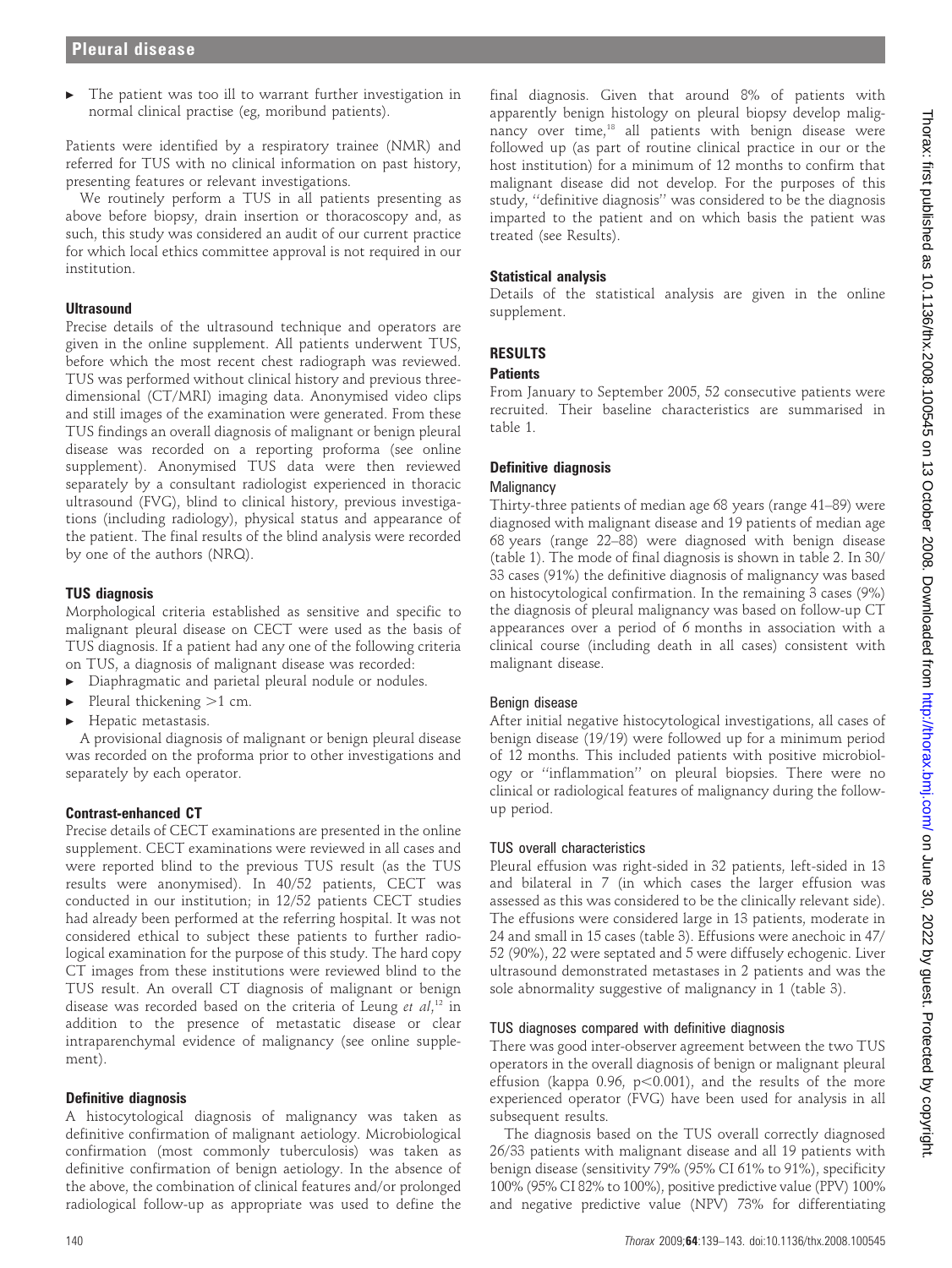- The patient was too ill to warrant further investigation in normal clinical practise (eg, moribund patients).

Patients were identified by a respiratory trainee (NMR) and referred for TUS with no clinical information on past history, presenting features or relevant investigations.

We routinely perform a TUS in all patients presenting as above before biopsy, drain insertion or thoracoscopy and, as such, this study was considered an audit of our current practice for which local ethics committee approval is not required in our institution.

### Ultrasound

Precise details of the ultrasound technique and operators are given in the online supplement. All patients underwent TUS, before which the most recent chest radiograph was reviewed. TUS was performed without clinical history and previous three-dimensional (CT/MRI) imaging data. Anonymised video clips and still images of the examination were generated. From these TUS findings an overall diagnosis of malignant or benign pleural disease was recorded on a reporting proforma (see online supplement). Anonymised TUS data were then reviewed separately by a consultant radiologist experienced in thoracic ultrasound (FVG), blind to clinical history, previous investigations (including radiology), physical status and appearance of the patient. The final results of the blind analysis were recorded by one of the authors (NRQ).

### TUS diagnosis

Morphological criteria established as sensitive and specific to malignant pleural disease on CECT were used as the basis of TUS diagnosis. If a patient had any one of the following criteria on TUS, a diagnosis of malignant disease was recorded:

- Diaphragmatic and parietal pleural nodule or nodules.
- Pleural thickening >1 cm.
- Hepatic metastasis.

A provisional diagnosis of malignant or benign pleural disease was recorded on the proforma prior to other investigations and separately by each operator.

### Contrast-enhanced CT

Precise details of CECT examinations are presented in the online supplement. CECT examinations were reviewed in all cases and were reported blind to the previous TUS result (as the TUS results were anonymised). In 40/52 patients, CECT was conducted in our institution; in 12/52 patients CECT studies had already been performed at the referring hospital. It was not considered ethical to subject these patients to further radiological examination for the purpose of this study. The hard copy CT images from these institutions were reviewed blind to the TUS result. An overall CT diagnosis of malignant or benign disease was recorded based on the criteria of Leung *et al*,[12] in addition to the presence of metastatic disease or clear intraparenchymal evidence of malignancy (see online supplement).

### Definitive diagnosis

A histocytological diagnosis of malignancy was taken as definitive confirmation of malignant aetiology. Microbiological confirmation (most commonly tuberculosis) was taken as definitive confirmation of benign aetiology. In the absence of the above, the combination of clinical features and/or prolonged radiological follow-up as appropriate was used to define the final diagnosis. Given that around 8% of patients with apparently benign histology on pleural biopsy develop malignancy over time,[18] all patients with benign disease were followed up (as part of routine clinical practice in our or the host institution) for a minimum of 12 months to confirm that malignant disease did not develop. For the purposes of this study, "definitive diagnosis" was considered to be the diagnosis imparted to the patient and on which basis the patient was treated (see Results).

### Statistical analysis

Details of the statistical analysis are given in the online supplement.

## RESULTS

### Patients

From January to September 2005, 52 consecutive patients were recruited. Their baseline characteristics are summarised in table 1.

### Definitive diagnosis

#### Malignancy

Thirty-three patients of median age 68 years (range 41–89) were diagnosed with malignant disease and 19 patients of median age 68 years (range 22–88) were diagnosed with benign disease (table 1). The mode of final diagnosis is shown in table 2. In 30/33 cases (91%) the definitive diagnosis of malignancy was based on histocytological confirmation. In the remaining 3 cases (9%) the diagnosis of pleural malignancy was based on follow-up CT appearances over a period of 6 months in association with a clinical course (including death in all cases) consistent with malignant disease.

#### Benign disease

After initial negative histocytological investigations, all cases of benign disease (19/19) were followed up for a minimum period of 12 months. This included patients with positive microbiology or "inflammation" on pleural biopsies. There were no clinical or radiological features of malignancy during the follow-up period.

#### TUS overall characteristics

Pleural effusion was right-sided in 32 patients, left-sided in 13 and bilateral in 7 (in which cases the larger effusion was assessed as this was considered to be the clinically relevant side). The effusions were considered large in 13 patients, moderate in 24 and small in 15 cases (table 3). Effusions were anechoic in 47/52 (90%), 22 were septated and 5 were diffusely echogenic. Liver ultrasound demonstrated metastases in 2 patients and was the sole abnormality suggestive of malignancy in 1 (table 3).

#### TUS diagnoses compared with definitive diagnosis

There was good inter-observer agreement between the two TUS operators in the overall diagnosis of benign or malignant pleural effusion (kappa 0.96, $p<0.001$), and the results of the more experienced operator (FVG) have been used for analysis in all subsequent results.

The diagnosis based on the TUS overall correctly diagnosed 26/33 patients with malignant disease and all 19 patients with benign disease (sensitivity 79% (95% CI 61% to 91%), specificity 100% (95% CI 82% to 100%), positive predictive value (PPV) 100% and negative predictive value (NPV) 73% for differentiating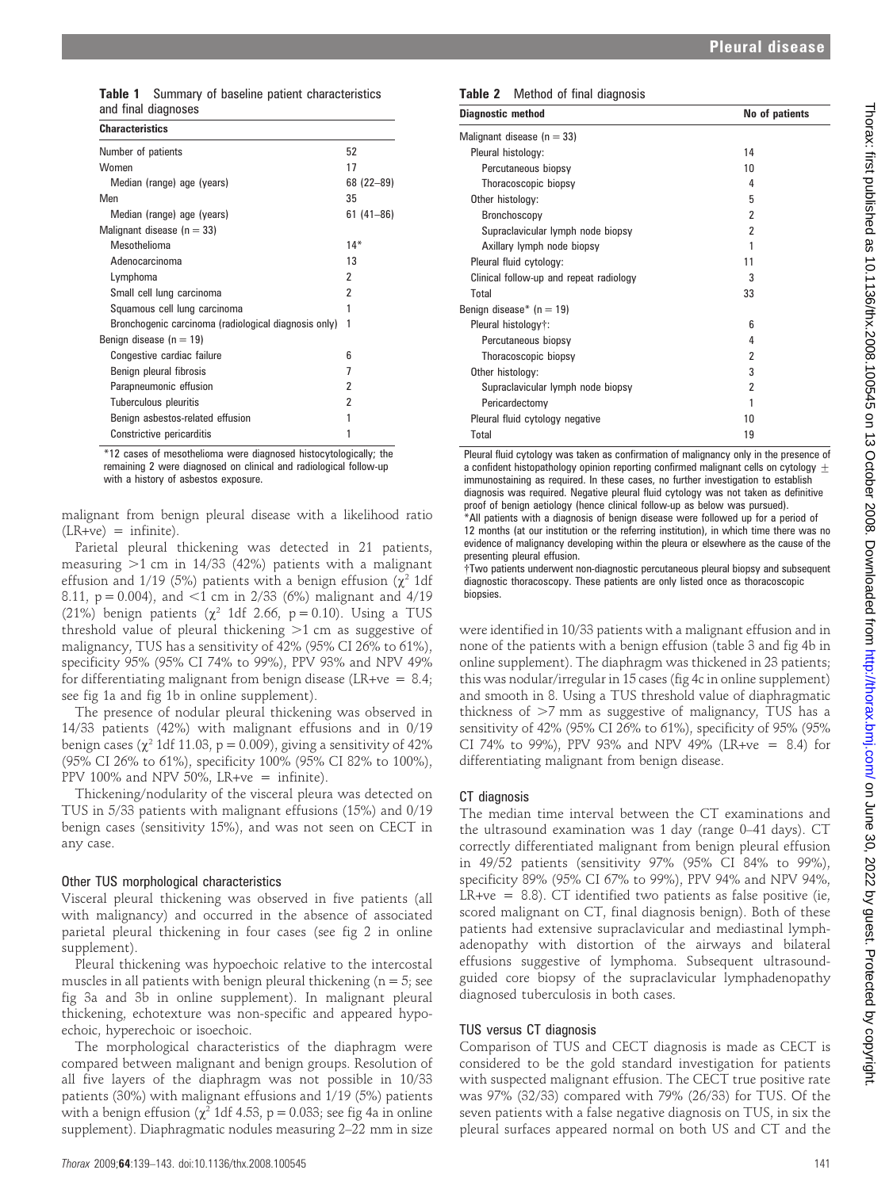**Table 1** Summary of baseline patient characteristics and final diagnoses

| Characteristics | |
|---|---|
| Number of patients | 52 |
| Women | 17 |
| Median (range) age (years) | 68 (22–89) |
| Men | 35 |
| Median (range) age (years) | 61 (41–86) |
| Malignant disease (n = 33) | |
| Mesothelioma | 14* |
| Adenocarcinoma | 13 |
| Lymphoma | 2 |
| Small cell lung carcinoma | 2 |
| Squamous cell lung carcinoma | 1 |
| Bronchogenic carcinoma (radiological diagnosis only) | 1 |
| Benign disease (n = 19) | |
| Congestive cardiac failure | 6 |
| Benign pleural fibrosis | 7 |
| Parapneumonic effusion | 2 |
| Tuberculous pleuritis | 2 |
| Benign asbestos-related effusion | 1 |
| Constrictive pericarditis | 1 |

*12 cases of mesothelioma were diagnosed histocytologically; the remaining 2 were diagnosed on clinical and radiological follow-up with a history of asbestos exposure.

malignant from benign pleural disease with a likelihood ratio (LR+ve) = infinite).

Parietal pleural thickening was detected in 21 patients, measuring >1 cm in 14/33 (42%) patients with a malignant effusion and 1/19 (5%) patients with a benign effusion ($\chi^2$ 1df 8.11, p = 0.004), and <1 cm in 2/33 (6%) malignant and 4/19 (21%) benign patients ($\chi^2$ 1df 2.66, p = 0.10). Using a TUS threshold value of pleural thickening >1 cm as suggestive of malignancy, TUS has a sensitivity of 42% (95% CI 26% to 61%), specificity 95% (95% CI 74% to 99%), PPV 93% and NPV 49% for differentiating malignant from benign disease (LR+ve = 8.4; see fig 1a and fig 1b in online supplement).

The presence of nodular pleural thickening was observed in 14/33 patients (42%) with malignant effusions and in 0/19 benign cases ($\chi^2$ 1df 11.03, p = 0.009), giving a sensitivity of 42% (95% CI 26% to 61%), specificity 100% (95% CI 82% to 100%), PPV 100% and NPV 50%, LR+ve = infinite).

Thickening/nodularity of the visceral pleura was detected on TUS in 5/33 patients with malignant effusions (15%) and 0/19 benign cases (sensitivity 15%), and was not seen on CECT in any case.

### Other TUS morphological characteristics

Visceral pleural thickening was observed in five patients (all with malignancy) and occurred in the absence of associated parietal pleural thickening in four cases (see fig 2 in online supplement).

Pleural thickening was hypoechoic relative to the intercostal muscles in all patients with benign pleural thickening (n = 5; see fig 3a and 3b in online supplement). In malignant pleural thickening, echotexture was non-specific and appeared hypoechoic, hyperechoic or isoechoic.

The morphological characteristics of the diaphragm were compared between malignant and benign groups. Resolution of all five layers of the diaphragm was not possible in 10/33 patients (30%) with malignant effusions and 1/19 (5%) patients with a benign effusion ($\chi^2$ 1df 4.53, p = 0.033; see fig 4a in online supplement). Diaphragmatic nodules measuring 2–22 mm in size were identified in 10/33 patients with a malignant effusion and in none of the patients with a benign effusion (table 3 and fig 4b in online supplement). The diaphragm was thickened in 23 patients; this was nodular/irregular in 15 cases (fig 4c in online supplement) and smooth in 8. Using a TUS threshold value of diaphragmatic thickness of >7 mm as suggestive of malignancy, TUS has a sensitivity of 42% (95% CI 26% to 61%), specificity of 95% (95% CI 74% to 99%), PPV 93% and NPV 49% (LR+ve = 8.4) for differentiating malignant from benign disease.

**Table 2** Method of final diagnosis

| Diagnostic method | No of patients |
|---|---|
| Malignant disease (n = 33) | |
| Pleural histology: | 14 |
| Percutaneous biopsy | 10 |
| Thoracoscopic biopsy | 4 |
| Other histology: | 5 |
| Bronchoscopy | 2 |
| Supraclavicular lymph node biopsy | 2 |
| Axillary lymph node biopsy | 1 |
| Pleural fluid cytology: | 11 |
| Clinical follow-up and repeat radiology | 3 |
| Total | 33 |
| Benign disease* (n = 19) | |
| Pleural histology†: | 6 |
| Percutaneous biopsy | 4 |
| Thoracoscopic biopsy | 2 |
| Other histology: | 3 |
| Supraclavicular lymph node biopsy | 2 |
| Pericardectomy | 1 |
| Pleural fluid cytology negative | 10 |
| Total | 19 |

Pleural fluid cytology was taken as confirmation of malignancy only in the presence of a confident histopathology opinion reporting confirmed malignant cells on cytology ± immunostaining as required. In these cases, no further investigation to establish diagnosis was required. Negative pleural fluid cytology was not taken as definitive proof of benign aetiology (hence clinical follow-up as below was pursued).
*All patients with a diagnosis of benign disease were followed up for a period of 12 months (at our institution or the referring institution), in which time there was no evidence of malignancy developing within the pleura or elsewhere as the cause of the presenting pleural effusion.
†Two patients underwent non-diagnostic percutaneous pleural biopsy and subsequent diagnostic thoracoscopy. These patients are only listed once as thoracoscopic biopsies.

### CT diagnosis

The median time interval between the CT examinations and the ultrasound examination was 1 day (range 0–41 days). CT correctly differentiated malignant from benign pleural effusion in 49/52 patients (sensitivity 97% (95% CI 84% to 99%), specificity 89% (95% CI 67% to 99%), PPV 94% and NPV 94%, LR+ve = 8.8). CT identified two patients as false positive (ie, scored malignant on CT, final diagnosis benign). Both of these patients had extensive supraclavicular and mediastinal lymphadenopathy with distortion of the airways and bilateral effusions suggestive of lymphoma. Subsequent ultrasound-guided core biopsy of the supraclavicular lymphadenopathy diagnosed tuberculosis in both cases.

### TUS versus CT diagnosis

Comparison of TUS and CECT diagnosis is made as CECT is considered to be the gold standard investigation for patients with suspected malignant effusion. The CECT true positive rate was 97% (32/33) compared with 79% (26/33) for TUS. Of the seven patients with a false negative diagnosis on TUS, in six the pleural surfaces appeared normal on both US and CT and the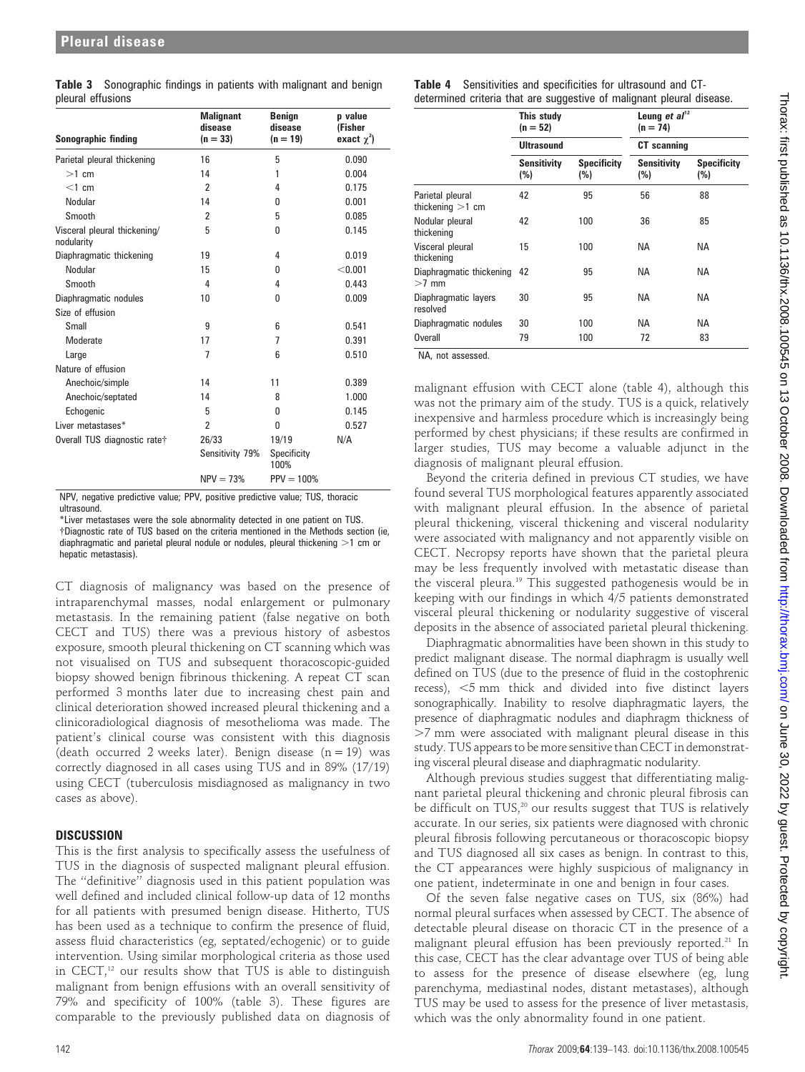**Table 3** Sonographic findings in patients with malignant and benign pleural effusions

| Sonographic finding | Malignant disease (n = 33) | Benign disease (n = 19) | p value (Fisher exact $\chi^2$) |
|---|---|---|---|
| Parietal pleural thickening | 16 | 5 | 0.090 |
| >1 cm | 14 | 1 | 0.004 |
| <1 cm | 2 | 4 | 0.175 |
| Nodular | 14 | 0 | 0.001 |
| Smooth | 2 | 5 | 0.085 |
| Visceral pleural thickening/ nodularity | 5 | 0 | 0.145 |
| Diaphragmatic thickening | 19 | 4 | 0.019 |
| Nodular | 15 | 0 | <0.001 |
| Smooth | 4 | 4 | 0.443 |
| Diaphragmatic nodules | 10 | 0 | 0.009 |
| Size of effusion | | | |
| Small | 9 | 6 | 0.541 |
| Moderate | 17 | 7 | 0.391 |
| Large | 7 | 6 | 0.510 |
| Nature of effusion | | | |
| Anechoic/simple | 14 | 11 | 0.389 |
| Anechoic/septated | 14 | 8 | 1.000 |
| Echogenic | 5 | 0 | 0.145 |
| Liver metastases* | 2 | 0 | 0.527 |
| Overall TUS diagnostic rate† | 26/33 | 19/19 | N/A |
| | Sensitivity 79% | Specificity 100% | |
| | NPV = 73% | PPV = 100% | |

NPV, negative predictive value; PPV, positive predictive value; TUS, thoracic ultrasound.
*Liver metastases were the sole abnormality detected in one patient on TUS.
†Diagnostic rate of TUS based on the criteria mentioned in the Methods section (ie, diaphragmatic and parietal pleural nodule or nodules, pleural thickening >1 cm or hepatic metastasis).

CT diagnosis of malignancy was based on the presence of intraparenchymal masses, nodal enlargement or pulmonary metastasis. In the remaining patient (false negative on both CECT and TUS) there was a previous history of asbestos exposure, smooth pleural thickening on CT scanning which was not visualised on TUS and subsequent thoracoscopic-guided biopsy showed benign fibrinous thickening. A repeat CT scan performed 3 months later due to increasing chest pain and clinical deterioration showed increased pleural thickening and a clinicoradiological diagnosis of mesothelioma was made. The patient's clinical course was consistent with this diagnosis (death occurred 2 weeks later). Benign disease (n = 19) was correctly diagnosed in all cases using TUS and in 89% (17/19) using CECT (tuberculosis misdiagnosed as malignancy in two cases as above).

## DISCUSSION

This is the first analysis to specifically assess the usefulness of TUS in the diagnosis of suspected malignant pleural effusion. The "definitive" diagnosis used in this patient population was well defined and included clinical follow-up data of 12 months for all patients with presumed benign disease. Hitherto, TUS has been used as a technique to confirm the presence of fluid, assess fluid characteristics (eg, septated/echogenic) or to guide intervention. Using similar morphological criteria as those used in CECT,[12] our results show that TUS is able to distinguish malignant from benign effusions with an overall sensitivity of 79% and specificity of 100% (table 3). These figures are comparable to the previously published data on diagnosis of

**Table 4** Sensitivities and specificities for ultrasound and CT-determined criteria that are suggestive of malignant pleural disease.

| | This study (n = 52) | | Leung *et al*[12] (n = 74) | |
|---|---|---|---|---|
| | Ultrasound | | CT scanning | |
| | Sensitivity (%) | Specificity (%) | Sensitivity (%) | Specificity (%) |
| Parietal pleural thickening >1 cm | 42 | 95 | 56 | 88 |
| Nodular pleural thickening | 42 | 100 | 36 | 85 |
| Visceral pleural thickening | 15 | 100 | NA | NA |
| Diaphragmatic thickening >7 mm | 42 | 95 | NA | NA |
| Diaphragmatic layers resolved | 30 | 95 | NA | NA |
| Diaphragmatic nodules | 30 | 100 | NA | NA |
| Overall | 79 | 100 | 72 | 83 |

NA, not assessed.

malignant effusion with CECT alone (table 4), although this was not the primary aim of the study. TUS is a quick, relatively inexpensive and harmless procedure which is increasingly being performed by chest physicians; if these results are confirmed in larger studies, TUS may become a valuable adjunct in the diagnosis of malignant pleural effusion.

Beyond the criteria defined in previous CT studies, we have found several TUS morphological features apparently associated with malignant pleural effusion. In the absence of parietal pleural thickening, visceral thickening and visceral nodularity were associated with malignancy and not apparently visible on CECT. Necropsy reports have shown that the parietal pleura may be less frequently involved with metastatic disease than the visceral pleura.[19] This suggested pathogenesis would be in keeping with our findings in which 4/5 patients demonstrated visceral pleural thickening or nodularity suggestive of visceral deposits in the absence of associated parietal pleural thickening.

Diaphragmatic abnormalities have been shown in this study to predict malignant disease. The normal diaphragm is usually well defined on TUS (due to the presence of fluid in the costophrenic recess), <5 mm thick and divided into five distinct layers sonographically. Inability to resolve diaphragmatic layers, the presence of diaphragmatic nodules and diaphragm thickness of >7 mm were associated with malignant pleural disease in this study. TUS appears to be more sensitive than CECT in demonstrating visceral pleural disease and diaphragmatic nodularity.

Although previous studies suggest that differentiating malignant parietal pleural thickening and chronic pleural fibrosis can be difficult on TUS,[20] our results suggest that TUS is relatively accurate. In our series, six patients were diagnosed with chronic pleural fibrosis following percutaneous or thoracoscopic biopsy and TUS diagnosed all six cases as benign. In contrast to this, the CT appearances were highly suspicious of malignancy in one patient, indeterminate in one and benign in four cases.

Of the seven false negative cases on TUS, six (86%) had normal pleural surfaces when assessed by CECT. The absence of detectable pleural disease on thoracic CT in the presence of a malignant pleural effusion has been previously reported.[21] In this case, CECT has the clear advantage over TUS of being able to assess for the presence of disease elsewhere (eg, lung parenchyma, mediastinal nodes, distant metastases), although TUS may be used to assess for the presence of liver metastasis, which was the only abnormality found in one patient.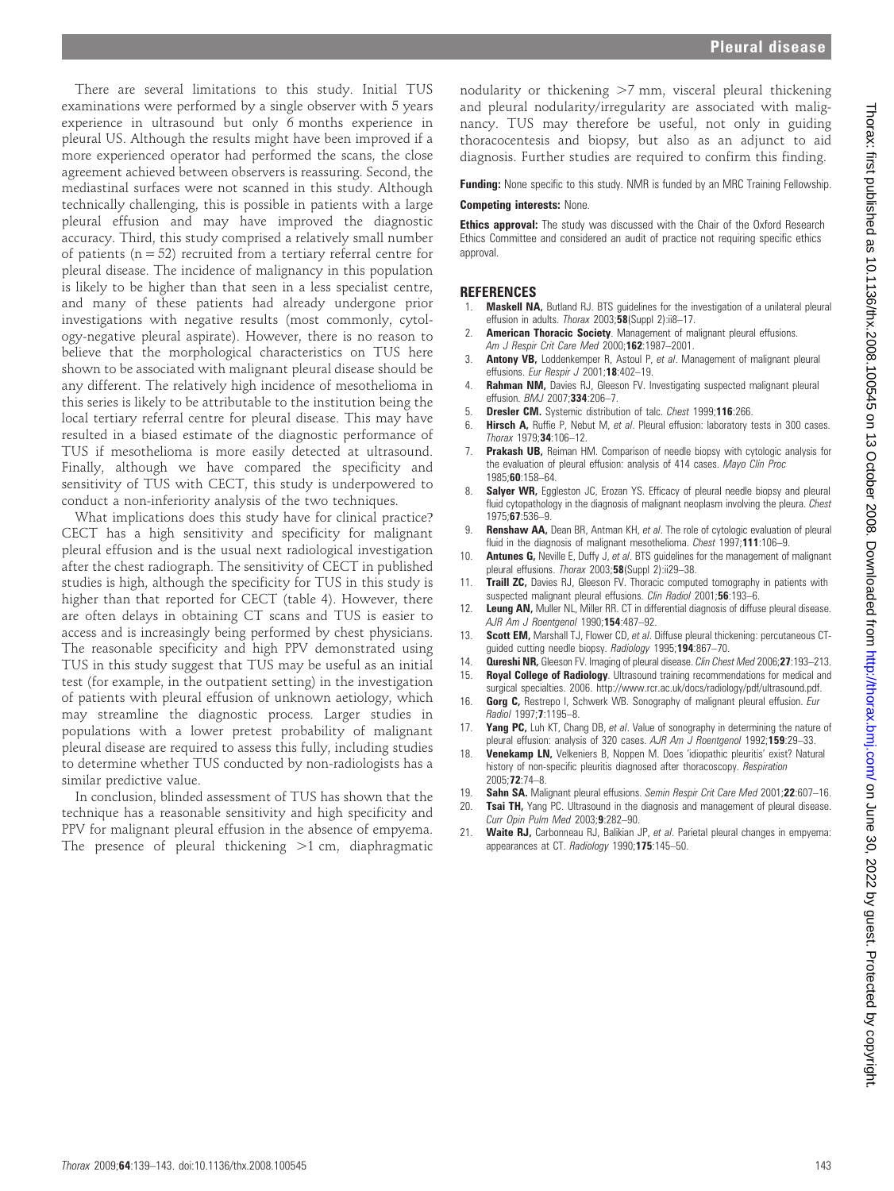There are several limitations to this study. Initial TUS examinations were performed by a single observer with 5 years experience in ultrasound but only 6 months experience in pleural US. Although the results might have been improved if a more experienced operator had performed the scans, the close agreement achieved between observers is reassuring. Second, the mediastinal surfaces were not scanned in this study. Although technically challenging, this is possible in patients with a large pleural effusion and may have improved the diagnostic accuracy. Third, this study comprised a relatively small number of patients (n = 52) recruited from a tertiary referral centre for pleural disease. The incidence of malignancy in this population is likely to be higher than that seen in a less specialist centre, and many of these patients had already undergone prior investigations with negative results (most commonly, cytology-negative pleural aspirate). However, there is no reason to believe that the morphological characteristics on TUS here shown to be associated with malignant pleural disease should be any different. The relatively high incidence of mesothelioma in this series is likely to be attributable to the institution being the local tertiary referral centre for pleural disease. This may have resulted in a biased estimate of the diagnostic performance of TUS if mesothelioma is more easily detected at ultrasound. Finally, although we have compared the specificity and sensitivity of TUS with CECT, this study is underpowered to conduct a non-inferiority analysis of the two techniques.

What implications does this study have for clinical practice? CECT has a high sensitivity and specificity for malignant pleural effusion and is the usual next radiological investigation after the chest radiograph. The sensitivity of CECT in published studies is high, although the specificity for TUS in this study is higher than that reported for CECT (table 4). However, there are often delays in obtaining CT scans and TUS is easier to access and is increasingly being performed by chest physicians. The reasonable specificity and high PPV demonstrated using TUS in this study suggest that TUS may be useful as an initial test (for example, in the outpatient setting) in the investigation of patients with pleural effusion of unknown aetiology, which may streamline the diagnostic process. Larger studies in populations with a lower pretest probability of malignant pleural disease are required to assess this fully, including studies to determine whether TUS conducted by non-radiologists has a similar predictive value.

In conclusion, blinded assessment of TUS has shown that the technique has a reasonable sensitivity and high specificity and PPV for malignant pleural effusion in the absence of empyema. The presence of pleural thickening >1 cm, diaphragmatic nodularity or thickening >7 mm, visceral pleural thickening and pleural nodularity/irregularity are associated with malignancy. TUS may therefore be useful, not only in guiding thoracocentesis and biopsy, but also as an adjunct to aid diagnosis. Further studies are required to confirm this finding.

**Funding:** None specific to this study. NMR is funded by an MRC Training Fellowship.

**Competing interests:** None.

**Ethics approval:** The study was discussed with the Chair of the Oxford Research Ethics Committee and considered an audit of practice not requiring specific ethics approval.

## REFERENCES

1. **Maskell NA,** Butland RJ. BTS guidelines for the investigation of a unilateral pleural effusion in adults. *Thorax* 2003;**58**(Suppl 2):ii8–17.
2. **American Thoracic Society**. Management of malignant pleural effusions. *Am J Respir Crit Care Med* 2000;**162**:1987–2001.
3. **Antony VB,** Loddenkemper R, Astoul P, *et al*. Management of malignant pleural effusions. *Eur Respir J* 2001;**18**:402–19.
4. **Rahman NM,** Davies RJ, Gleeson FV. Investigating suspected malignant pleural effusion. *BMJ* 2007;**334**:206–7.
5. **Dresler CM.** Systemic distribution of talc. *Chest* 1999;**116**:266.
6. **Hirsch A,** Ruffie P, Nebut M, *et al*. Pleural effusion: laboratory tests in 300 cases. *Thorax* 1979;**34**:106–12.
7. **Prakash UB,** Reiman HM. Comparison of needle biopsy with cytologic analysis for the evaluation of pleural effusion: analysis of 414 cases. *Mayo Clin Proc* 1985;**60**:158–64.
8. **Salyer WR,** Eggleston JC, Erozan YS. Efficacy of pleural needle biopsy and pleural fluid cytopathology in the diagnosis of malignant neoplasm involving the pleura. *Chest* 1975;**67**:536–9.
9. **Renshaw AA,** Dean BR, Antman KH, *et al*. The role of cytologic evaluation of pleural fluid in the diagnosis of malignant mesothelioma. *Chest* 1997;**111**:106–9.
10. **Antunes G,** Neville E, Duffy J, *et al*. BTS guidelines for the management of malignant pleural effusions. *Thorax* 2003;**58**(Suppl 2):ii29–38.
11. **Traill ZC,** Davies RJ, Gleeson FV. Thoracic computed tomography in patients with suspected malignant pleural effusions. *Clin Radiol* 2001;**56**:193–6.
12. **Leung AN,** Muller NL, Miller RR. CT in differential diagnosis of diffuse pleural disease. *AJR Am J Roentgenol* 1990;**154**:487–92.
13. **Scott EM,** Marshall TJ, Flower CD, *et al*. Diffuse pleural thickening: percutaneous CT-guided cutting needle biopsy. *Radiology* 1995;**194**:867–70.
14. **Qureshi NR,** Gleeson FV. Imaging of pleural disease. *Clin Chest Med* 2006;**27**:193–213.
15. **Royal College of Radiology**. Ultrasound training recommendations for medical and surgical specialties. 2006. http://www.rcr.ac.uk/docs/radiology/pdf/ultrasound.pdf.
16. **Gorg C,** Restrepo I, Schwerk WB. Sonography of malignant pleural effusion. *Eur Radiol* 1997;**7**:1195–8.
17. **Yang PC,** Luh KT, Chang DB, *et al*. Value of sonography in determining the nature of pleural effusion: analysis of 320 cases. *AJR Am J Roentgenol* 1992;**159**:29–33.
18. **Venekamp LN,** Velkeniers B, Noppen M. Does 'idiopathic pleuritis' exist? Natural history of non-specific pleuritis diagnosed after thoracoscopy. *Respiration* 2005;**72**:74–8.
19. **Sahn SA.** Malignant pleural effusions. *Semin Respir Crit Care Med* 2001;**22**:607–16.
20. **Tsai TH,** Yang PC. Ultrasound in the diagnosis and management of pleural disease. *Curr Opin Pulm Med* 2003;**9**:282–90.
21. **Waite RJ,** Carbonneau RJ, Balikian JP, *et al*. Parietal pleural changes in empyema: appearances at CT. *Radiology* 1990;**175**:145–50.